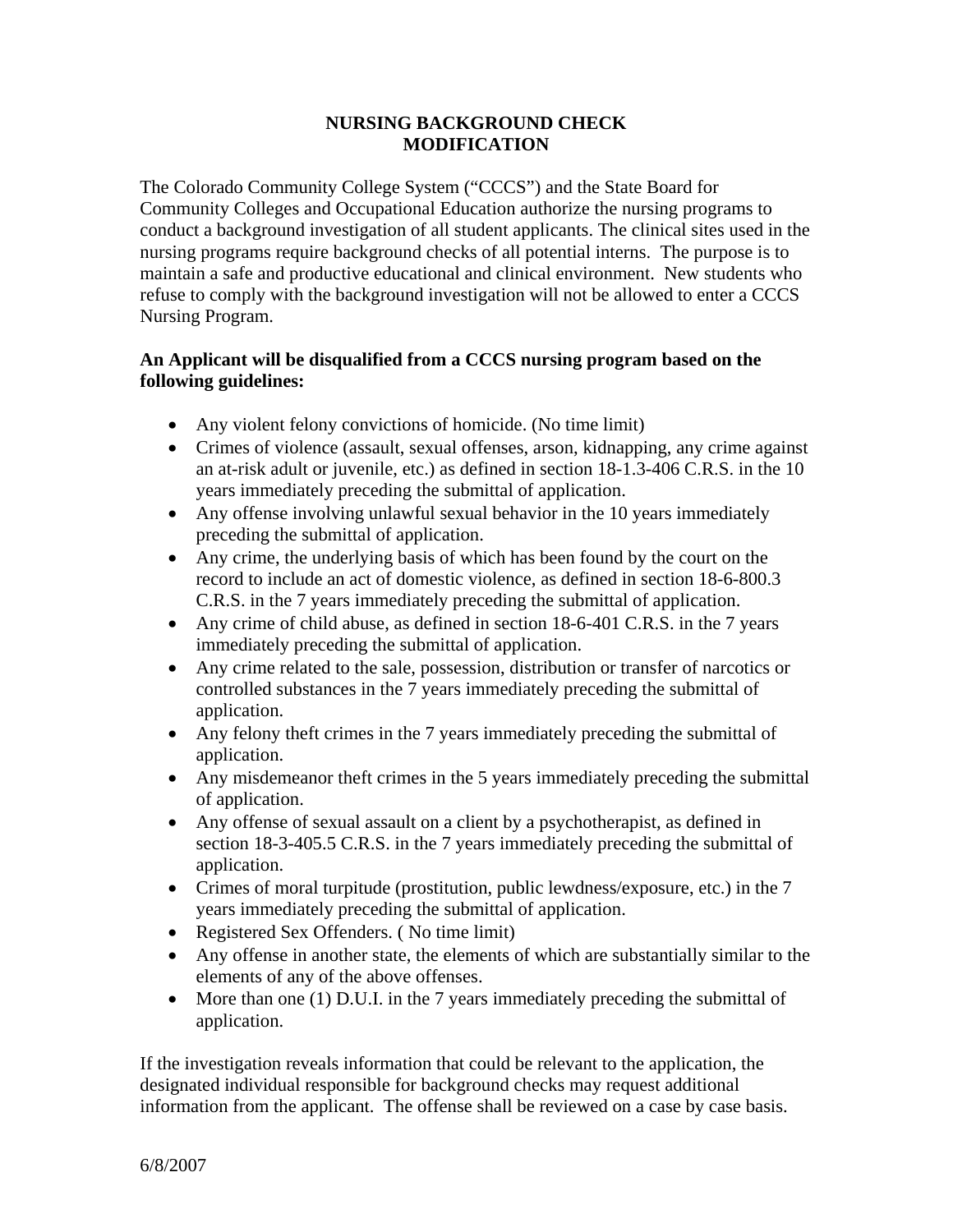# NURSING BACKGROUND CHECK MODIFICATION

The Colorado Community College System ("CCCS") and the State Board for Community Colleges and Occupational Education authorize the nursing programs to conduct a background investigation of all student applicants. The clinical sites used in the nursing programs require background checks of all potential interns. The purpose is to maintain a safe and productive educational and clinical environment. New students who refuse to comply with the background investigation will not be allowed to enter a CCCS Nursing Program.

**An Applicant will be disqualified from a CCCS nursing program based on the following guidelines:**

- Any violent felony convictions of homicide. (No time limit)
- Crimes of violence (assault, sexual offenses, arson, kidnapping, any crime against an at-risk adult or juvenile, etc.) as defined in section 18-1.3-406 C.R.S. in the 10 years immediately preceding the submittal of application.
- Any offense involving unlawful sexual behavior in the 10 years immediately preceding the submittal of application.
- Any crime, the underlying basis of which has been found by the court on the record to include an act of domestic violence, as defined in section 18-6-800.3 C.R.S. in the 7 years immediately preceding the submittal of application.
- Any crime of child abuse, as defined in section 18-6-401 C.R.S. in the 7 years immediately preceding the submittal of application.
- Any crime related to the sale, possession, distribution or transfer of narcotics or controlled substances in the 7 years immediately preceding the submittal of application.
- Any felony theft crimes in the 7 years immediately preceding the submittal of application.
- Any misdemeanor theft crimes in the 5 years immediately preceding the submittal of application.
- Any offense of sexual assault on a client by a psychotherapist, as defined in section 18-3-405.5 C.R.S. in the 7 years immediately preceding the submittal of application.
- Crimes of moral turpitude (prostitution, public lewdness/exposure, etc.) in the 7 years immediately preceding the submittal of application.
- Registered Sex Offenders. ( No time limit)
- Any offense in another state, the elements of which are substantially similar to the elements of any of the above offenses.
- More than one (1) D.U.I. in the 7 years immediately preceding the submittal of application.

If the investigation reveals information that could be relevant to the application, the designated individual responsible for background checks may request additional information from the applicant. The offense shall be reviewed on a case by case basis.

6/8/2007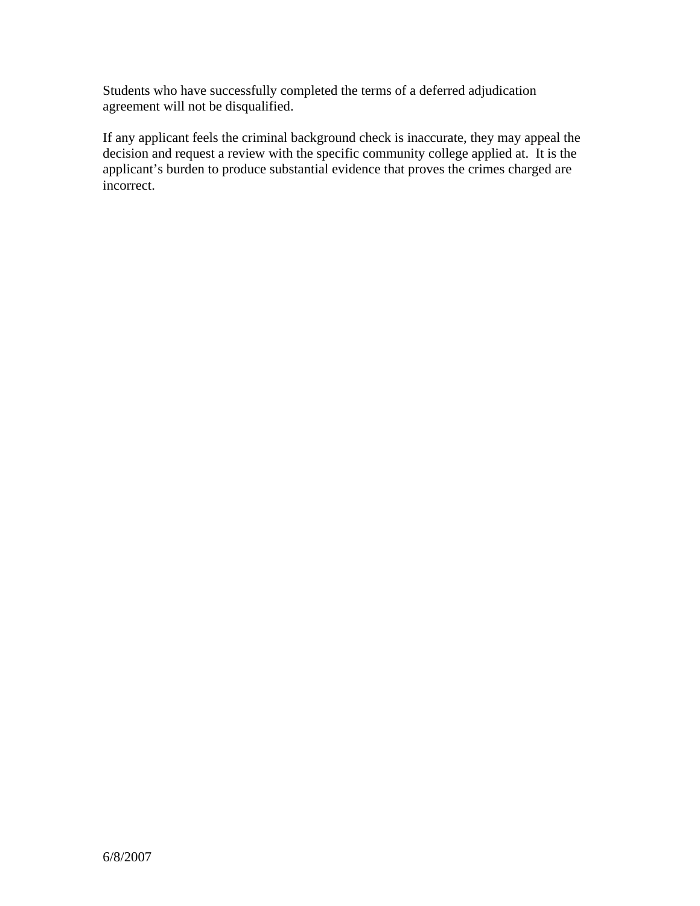Students who have successfully completed the terms of a deferred adjudication agreement will not be disqualified.

If any applicant feels the criminal background check is inaccurate, they may appeal the decision and request a review with the specific community college applied at. It is the applicant's burden to produce substantial evidence that proves the crimes charged are incorrect.

6/8/2007